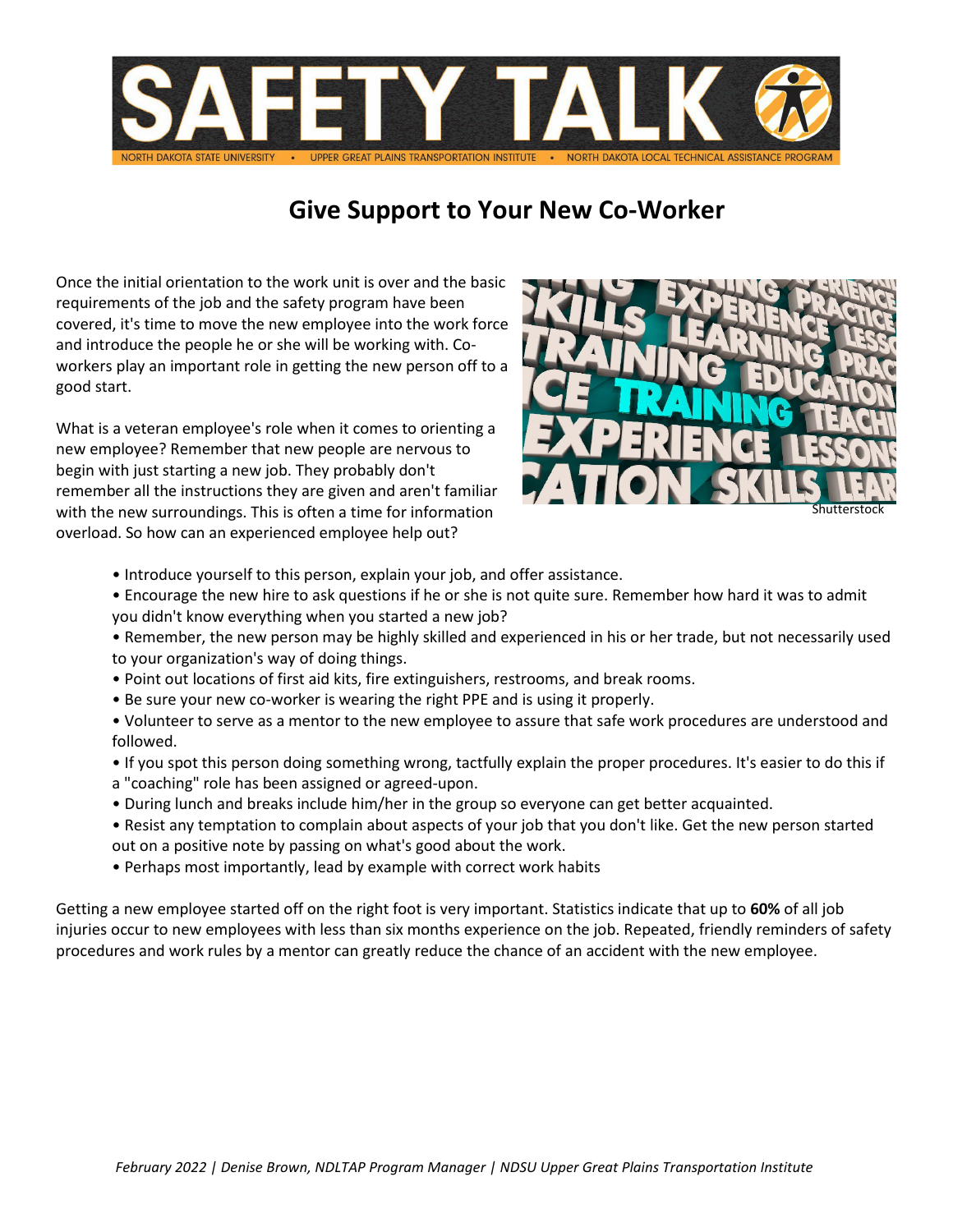# SAFETY TALK

NORTH DAKOTA STATE UNIVERSITY • UPPER GREAT PLAINS TRANSPORTATION INSTITUTE • NORTH DAKOTA LOCAL TECHNICAL ASSISTANCE PROGRAM

## Give Support to Your New Co-Worker

Once the initial orientation to the work unit is over and the basic requirements of the job and the safety program have been covered, it's time to move the new employee into the work force and introduce the people he or she will be working with. Co-workers play an important role in getting the new person off to a good start.

What is a veteran employee's role when it comes to orienting a new employee? Remember that new people are nervous to begin with just starting a new job. They probably don't remember all the instructions they are given and aren't familiar with the new surroundings. This is often a time for information overload. So how can an experienced employee help out?

Shutterstock

- Introduce yourself to this person, explain your job, and offer assistance.
- Encourage the new hire to ask questions if he or she is not quite sure. Remember how hard it was to admit you didn't know everything when you started a new job?
- Remember, the new person may be highly skilled and experienced in his or her trade, but not necessarily used to your organization's way of doing things.
- Point out locations of first aid kits, fire extinguishers, restrooms, and break rooms.
- Be sure your new co-worker is wearing the right PPE and is using it properly.
- Volunteer to serve as a mentor to the new employee to assure that safe work procedures are understood and followed.
- If you spot this person doing something wrong, tactfully explain the proper procedures. It's easier to do this if a "coaching" role has been assigned or agreed-upon.
- During lunch and breaks include him/her in the group so everyone can get better acquainted.
- Resist any temptation to complain about aspects of your job that you don't like. Get the new person started out on a positive note by passing on what's good about the work.
- Perhaps most importantly, lead by example with correct work habits

Getting a new employee started off on the right foot is very important. Statistics indicate that up to **60%** of all job injuries occur to new employees with less than six months experience on the job. Repeated, friendly reminders of safety procedures and work rules by a mentor can greatly reduce the chance of an accident with the new employee.

*February 2022 | Denise Brown, NDLTAP Program Manager | NDSU Upper Great Plains Transportation Institute*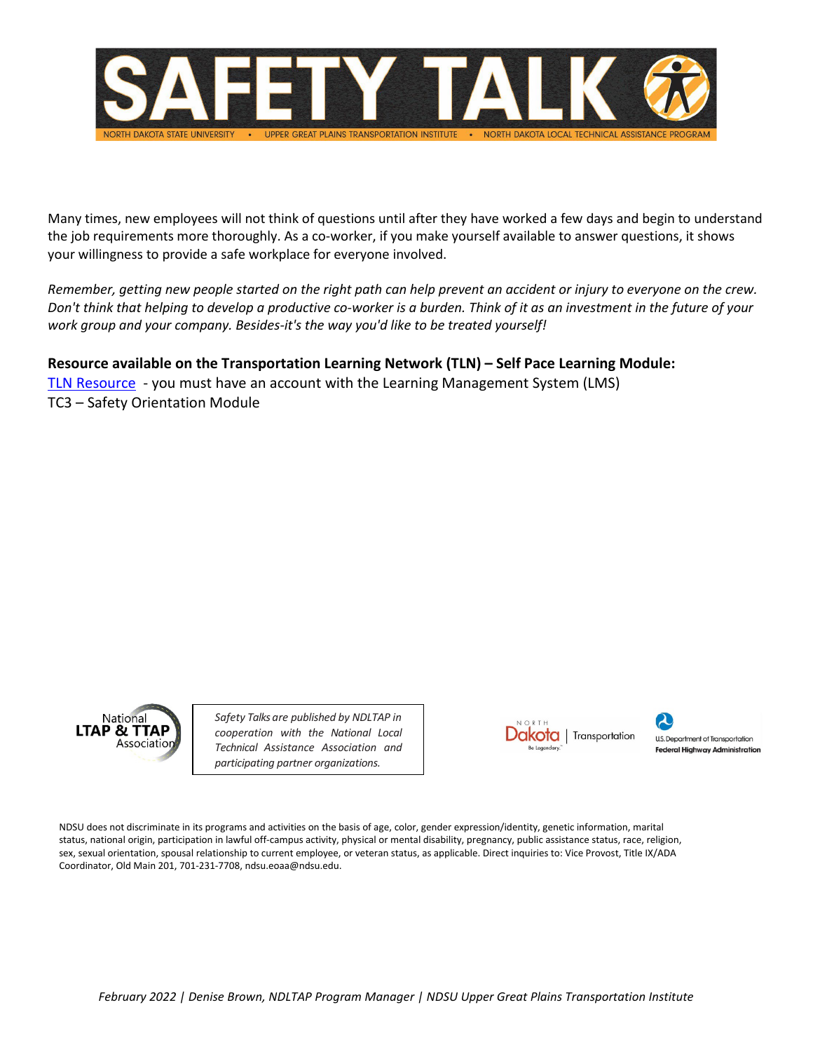Many times, new employees will not think of questions until after they have worked a few days and begin to understand the job requirements more thoroughly. As a co-worker, if you make yourself available to answer questions, it shows your willingness to provide a safe workplace for everyone involved.

*Remember, getting new people started on the right path can help prevent an accident or injury to everyone on the crew. Don't think that helping to develop a productive co-worker is a burden. Think of it as an investment in the future of your work group and your company. Besides-it's the way you'd like to be treated yourself!*

**Resource available on the Transportation Learning Network (TLN) – Self Pace Learning Module:**
TLN Resource - you must have an account with the Learning Management System (LMS)
TC3 – Safety Orientation Module

*Safety Talks are published by NDLTAP in cooperation with the National Local Technical Assistance Association and participating partner organizations.*

NDSU does not discriminate in its programs and activities on the basis of age, color, gender expression/identity, genetic information, marital status, national origin, participation in lawful off-campus activity, physical or mental disability, pregnancy, public assistance status, race, religion, sex, sexual orientation, spousal relationship to current employee, or veteran status, as applicable. Direct inquiries to: Vice Provost, Title IX/ADA Coordinator, Old Main 201, 701-231-7708, ndsu.eoaa@ndsu.edu.

*February 2022 | Denise Brown, NDLTAP Program Manager | NDSU Upper Great Plains Transportation Institute*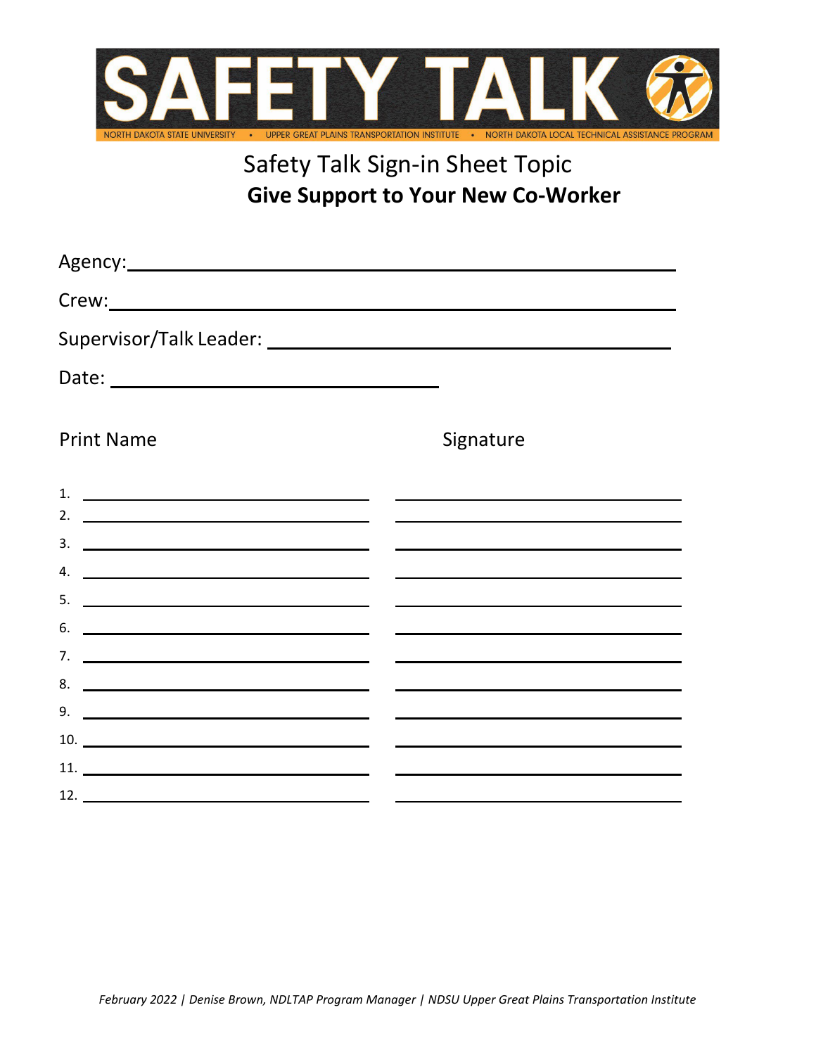# SAFETY TALK

NORTH DAKOTA STATE UNIVERSITY • UPPER GREAT PLAINS TRANSPORTATION INSTITUTE • NORTH DAKOTA LOCAL TECHNICAL ASSISTANCE PROGRAM

## Safety Talk Sign-in Sheet Topic

**Give Support to Your New Co-Worker**

Agency: ______________________________________________

Crew: ______________________________________________

Supervisor/Talk Leader: ______________________________________________

Date: ______________________________

| Print Name | Signature |
|---|---|
| 1. | |
| 2. | |
| 3. | |
| 4. | |
| 5. | |
| 6. | |
| 7. | |
| 8. | |
| 9. | |
| 10. | |
| 11. | |
| 12. | |

*February 2022 | Denise Brown, NDLTAP Program Manager | NDSU Upper Great Plains Transportation Institute*